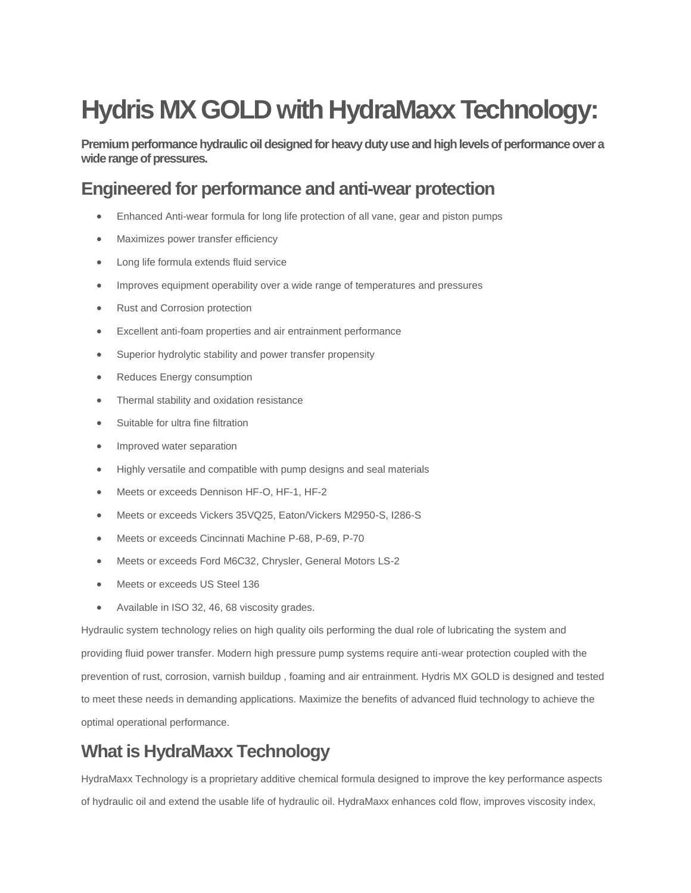# Hydris MX GOLD with HydraMaxx Technology:

**Premium performance hydraulic oil designed for heavy duty use and high levels of performance over a wide range of pressures.**

## Engineered for performance and anti-wear protection

- Enhanced Anti-wear formula for long life protection of all vane, gear and piston pumps
- Maximizes power transfer efficiency
- Long life formula extends fluid service
- Improves equipment operability over a wide range of temperatures and pressures
- Rust and Corrosion protection
- Excellent anti-foam properties and air entrainment performance
- Superior hydrolytic stability and power transfer propensity
- Reduces Energy consumption
- Thermal stability and oxidation resistance
- Suitable for ultra fine filtration
- Improved water separation
- Highly versatile and compatible with pump designs and seal materials
- Meets or exceeds Dennison HF-O, HF-1, HF-2
- Meets or exceeds Vickers 35VQ25, Eaton/Vickers M2950-S, I286-S
- Meets or exceeds Cincinnati Machine P-68, P-69, P-70
- Meets or exceeds Ford M6C32, Chrysler, General Motors LS-2
- Meets or exceeds US Steel 136
- Available in ISO 32, 46, 68 viscosity grades.

Hydraulic system technology relies on high quality oils performing the dual role of lubricating the system and providing fluid power transfer. Modern high pressure pump systems require anti-wear protection coupled with the prevention of rust, corrosion, varnish buildup , foaming and air entrainment. Hydris MX GOLD is designed and tested to meet these needs in demanding applications. Maximize the benefits of advanced fluid technology to achieve the optimal operational performance.

## What is HydraMaxx Technology

HydraMaxx Technology is a proprietary additive chemical formula designed to improve the key performance aspects of hydraulic oil and extend the usable life of hydraulic oil. HydraMaxx enhances cold flow, improves viscosity index,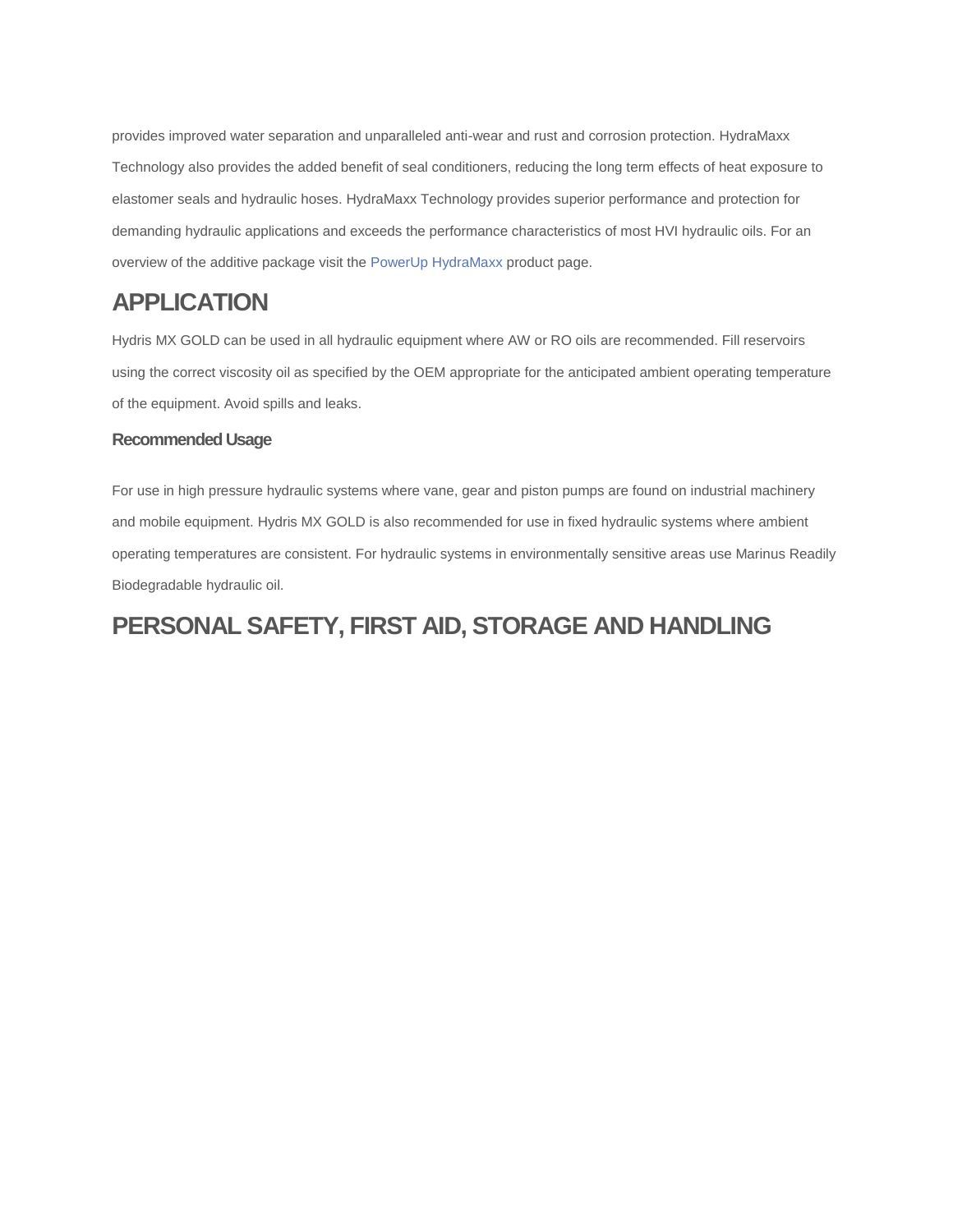provides improved water separation and unparalleled anti-wear and rust and corrosion protection. HydraMaxx Technology also provides the added benefit of seal conditioners, reducing the long term effects of heat exposure to elastomer seals and hydraulic hoses. HydraMaxx Technology provides superior performance and protection for demanding hydraulic applications and exceeds the performance characteristics of most HVI hydraulic oils. For an overview of the additive package visit the PowerUp HydraMaxx product page.

## APPLICATION

Hydris MX GOLD can be used in all hydraulic equipment where AW or RO oils are recommended. Fill reservoirs using the correct viscosity oil as specified by the OEM appropriate for the anticipated ambient operating temperature of the equipment. Avoid spills and leaks.

### Recommended Usage

For use in high pressure hydraulic systems where vane, gear and piston pumps are found on industrial machinery and mobile equipment. Hydris MX GOLD is also recommended for use in fixed hydraulic systems where ambient operating temperatures are consistent. For hydraulic systems in environmentally sensitive areas use Marinus Readily Biodegradable hydraulic oil.

## PERSONAL SAFETY, FIRST AID, STORAGE AND HANDLING